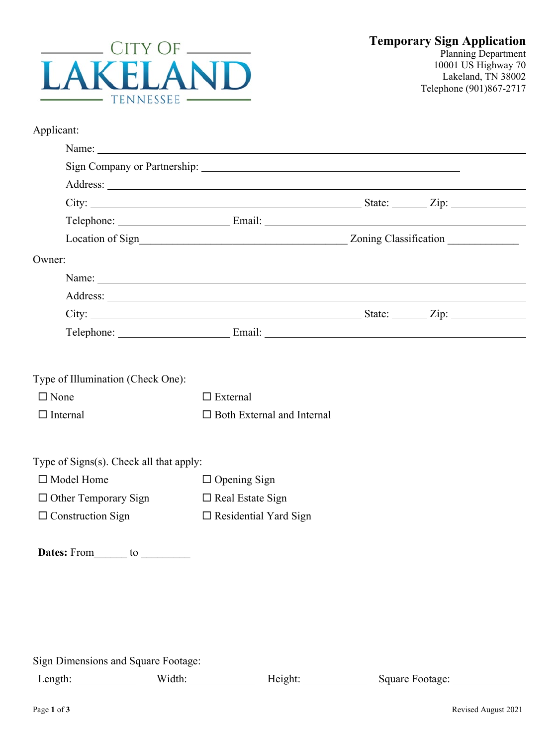CITY OF LAKELAND TENNESSEE

# Temporary Sign Application

Planning Department
10001 US Highway 70
Lakeland, TN 38002
Telephone (901)867-2717

Applicant:

Name: ______________________________

Sign Company or Partnership: ______________________________

Address: ______________________________

City: ______________________________ State: ______ Zip: ____________

Telephone: ____________________ Email: ______________________________

Location of Sign______________________________ Zoning Classification ____________

Owner:

Name: ______________________________

Address: ______________________________

City: ______________________________ State: ______ Zip: ____________

Telephone: ____________________ Email: ______________________________

Type of Illumination (Check One):

☐ None
☐ External
☐ Internal
☐ Both External and Internal

Type of Signs(s). Check all that apply:

☐ Model Home
☐ Opening Sign
☐ Other Temporary Sign
☐ Real Estate Sign
☐ Construction Sign
☐ Residential Yard Sign

**Dates:** From______ to _________

Sign Dimensions and Square Footage:

Length: ___________ Width: ___________ Height: ___________ Square Footage: __________

Revised August 2021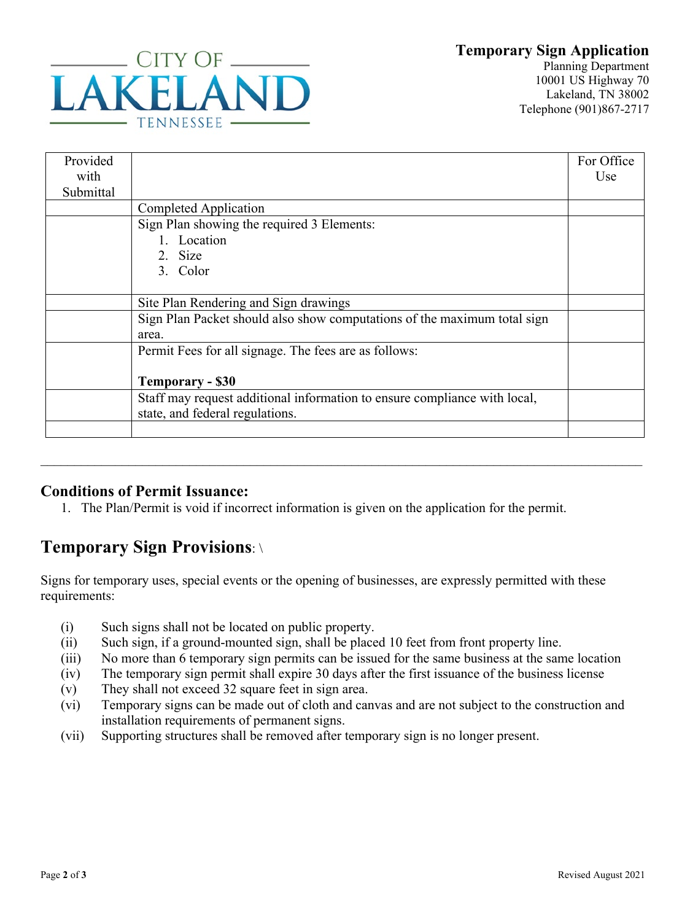CITY OF LAKELAND TENNESSEE

**Temporary Sign Application**
Planning Department
10001 US Highway 70
Lakeland, TN 38002
Telephone (901)867-2717

| Provided with Submittal | | For Office Use |
|---|---|---|
| | Completed Application | |
| | Sign Plan showing the required 3 Elements:<br>1. Location<br>2. Size<br>3. Color | |
| | Site Plan Rendering and Sign drawings | |
| | Sign Plan Packet should also show computations of the maximum total sign area. | |
| | Permit Fees for all signage. The fees are as follows:<br><br>**Temporary - $30** | |
| | Staff may request additional information to ensure compliance with local, state, and federal regulations. | |
| | | |

---

### Conditions of Permit Issuance:

1. The Plan/Permit is void if incorrect information is given on the application for the permit.

## Temporary Sign Provisions: \

Signs for temporary uses, special events or the opening of businesses, are expressly permitted with these requirements:

(i) Such signs shall not be located on public property.
(ii) Such sign, if a ground-mounted sign, shall be placed 10 feet from front property line.
(iii) No more than 6 temporary sign permits can be issued for the same business at the same location
(iv) The temporary sign permit shall expire 30 days after the first issuance of the business license
(v) They shall not exceed 32 square feet in sign area.
(vi) Temporary signs can be made out of cloth and canvas and are not subject to the construction and installation requirements of permanent signs.
(vii) Supporting structures shall be removed after temporary sign is no longer present.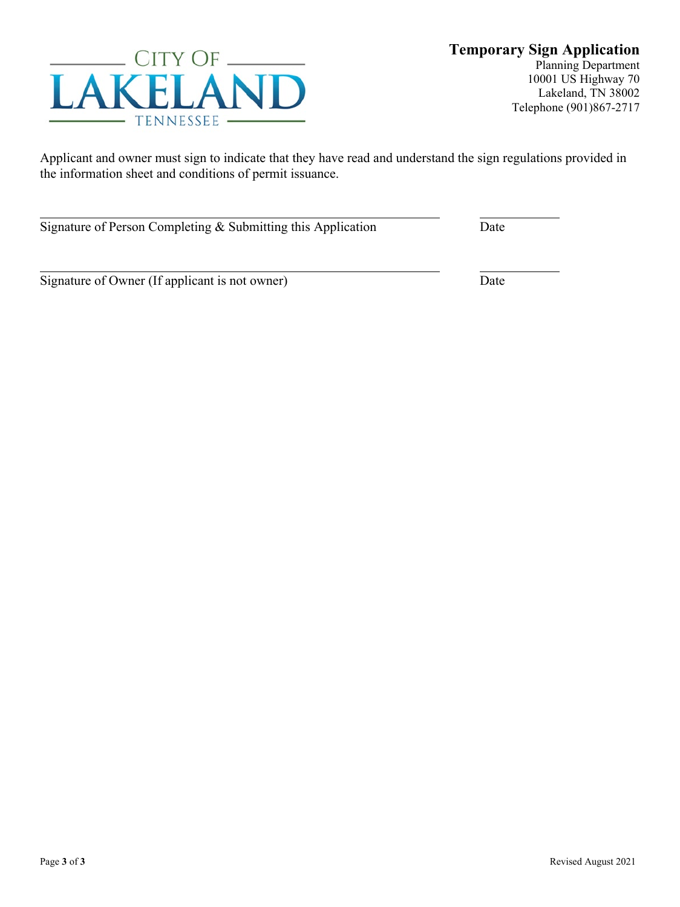# Temporary Sign Application

Planning Department
10001 US Highway 70
Lakeland, TN 38002
Telephone (901)867-2717

Applicant and owner must sign to indicate that they have read and understand the sign regulations provided in the information sheet and conditions of permit issuance.

\_\_\_\_\_\_\_\_\_\_\_\_\_\_\_\_\_\_\_\_\_\_\_\_\_\_\_\_\_\_\_\_\_\_\_\_\_\_\_\_\_\_\_\_ \_\_\_\_\_\_\_\_\_\_\_\_

Signature of Person Completing & Submitting this Application — Date

\_\_\_\_\_\_\_\_\_\_\_\_\_\_\_\_\_\_\_\_\_\_\_\_\_\_\_\_\_\_\_\_\_\_\_\_\_\_\_\_\_\_\_\_ \_\_\_\_\_\_\_\_\_\_\_\_

Signature of Owner (If applicant is not owner) — Date